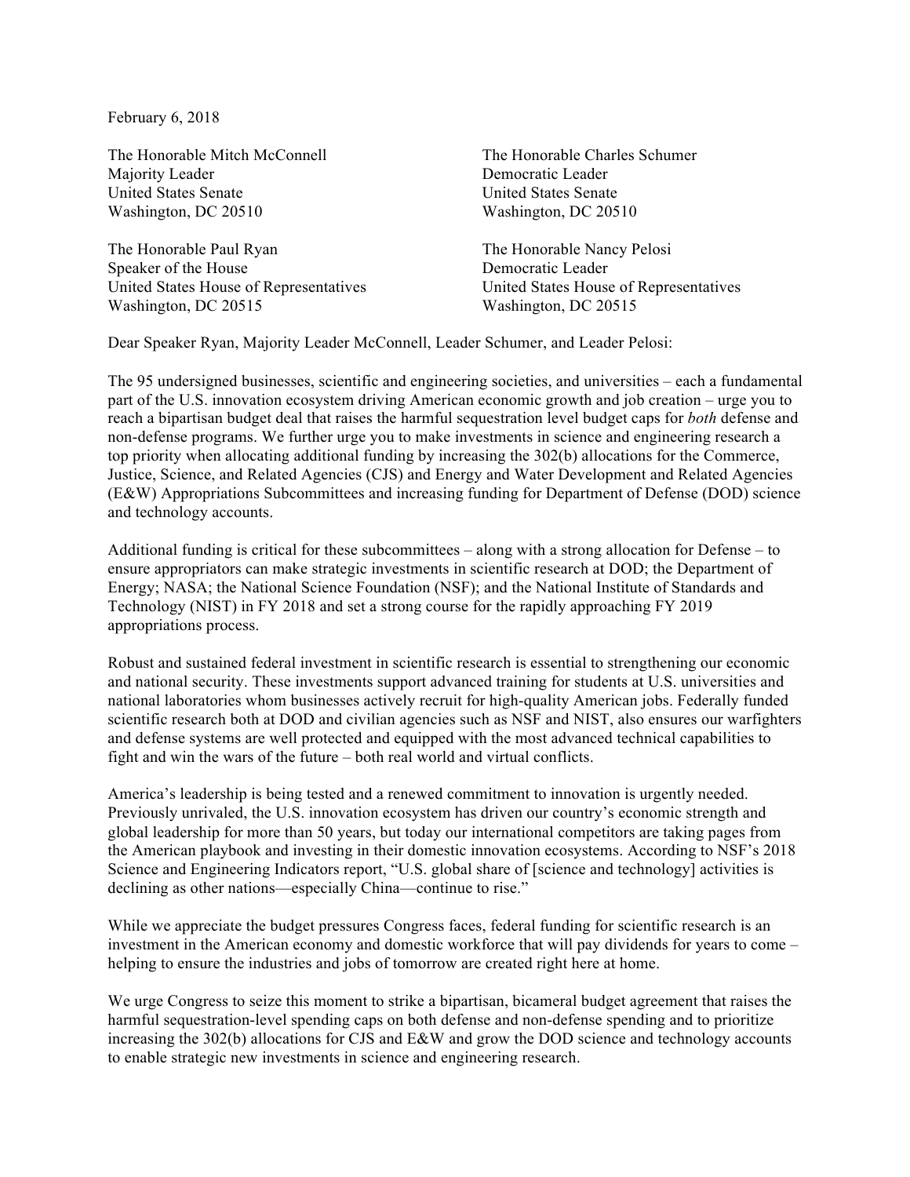February 6, 2018

The Honorable Mitch McConnell
Majority Leader
United States Senate
Washington, DC 20510

The Honorable Charles Schumer
Democratic Leader
United States Senate
Washington, DC 20510

The Honorable Paul Ryan
Speaker of the House
United States House of Representatives
Washington, DC 20515

The Honorable Nancy Pelosi
Democratic Leader
United States House of Representatives
Washington, DC 20515

Dear Speaker Ryan, Majority Leader McConnell, Leader Schumer, and Leader Pelosi:

The 95 undersigned businesses, scientific and engineering societies, and universities – each a fundamental part of the U.S. innovation ecosystem driving American economic growth and job creation – urge you to reach a bipartisan budget deal that raises the harmful sequestration level budget caps for *both* defense and non-defense programs. We further urge you to make investments in science and engineering research a top priority when allocating additional funding by increasing the 302(b) allocations for the Commerce, Justice, Science, and Related Agencies (CJS) and Energy and Water Development and Related Agencies (E&W) Appropriations Subcommittees and increasing funding for Department of Defense (DOD) science and technology accounts.

Additional funding is critical for these subcommittees – along with a strong allocation for Defense – to ensure appropriators can make strategic investments in scientific research at DOD; the Department of Energy; NASA; the National Science Foundation (NSF); and the National Institute of Standards and Technology (NIST) in FY 2018 and set a strong course for the rapidly approaching FY 2019 appropriations process.

Robust and sustained federal investment in scientific research is essential to strengthening our economic and national security. These investments support advanced training for students at U.S. universities and national laboratories whom businesses actively recruit for high-quality American jobs. Federally funded scientific research both at DOD and civilian agencies such as NSF and NIST, also ensures our warfighters and defense systems are well protected and equipped with the most advanced technical capabilities to fight and win the wars of the future – both real world and virtual conflicts.

America's leadership is being tested and a renewed commitment to innovation is urgently needed. Previously unrivaled, the U.S. innovation ecosystem has driven our country's economic strength and global leadership for more than 50 years, but today our international competitors are taking pages from the American playbook and investing in their domestic innovation ecosystems. According to NSF's 2018 Science and Engineering Indicators report, "U.S. global share of [science and technology] activities is declining as other nations—especially China—continue to rise."

While we appreciate the budget pressures Congress faces, federal funding for scientific research is an investment in the American economy and domestic workforce that will pay dividends for years to come – helping to ensure the industries and jobs of tomorrow are created right here at home.

We urge Congress to seize this moment to strike a bipartisan, bicameral budget agreement that raises the harmful sequestration-level spending caps on both defense and non-defense spending and to prioritize increasing the 302(b) allocations for CJS and E&W and grow the DOD science and technology accounts to enable strategic new investments in science and engineering research.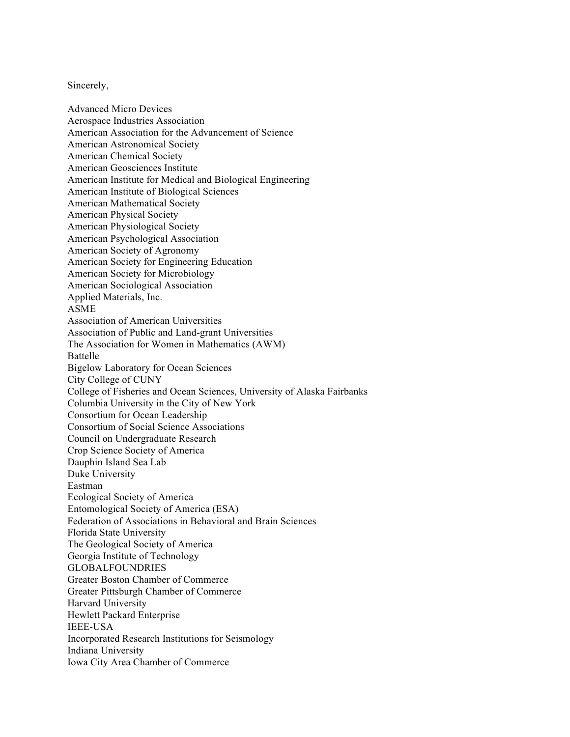Sincerely,

Advanced Micro Devices
Aerospace Industries Association
American Association for the Advancement of Science
American Astronomical Society
American Chemical Society
American Geosciences Institute
American Institute for Medical and Biological Engineering
American Institute of Biological Sciences
American Mathematical Society
American Physical Society
American Physiological Society
American Psychological Association
American Society of Agronomy
American Society for Engineering Education
American Society for Microbiology
American Sociological Association
Applied Materials, Inc.
ASME
Association of American Universities
Association of Public and Land-grant Universities
The Association for Women in Mathematics (AWM)
Battelle
Bigelow Laboratory for Ocean Sciences
City College of CUNY
College of Fisheries and Ocean Sciences, University of Alaska Fairbanks
Columbia University in the City of New York
Consortium for Ocean Leadership
Consortium of Social Science Associations
Council on Undergraduate Research
Crop Science Society of America
Dauphin Island Sea Lab
Duke University
Eastman
Ecological Society of America
Entomological Society of America (ESA)
Federation of Associations in Behavioral and Brain Sciences
Florida State University
The Geological Society of America
Georgia Institute of Technology
GLOBALFOUNDRIES
Greater Boston Chamber of Commerce
Greater Pittsburgh Chamber of Commerce
Harvard University
Hewlett Packard Enterprise
IEEE-USA
Incorporated Research Institutions for Seismology
Indiana University
Iowa City Area Chamber of Commerce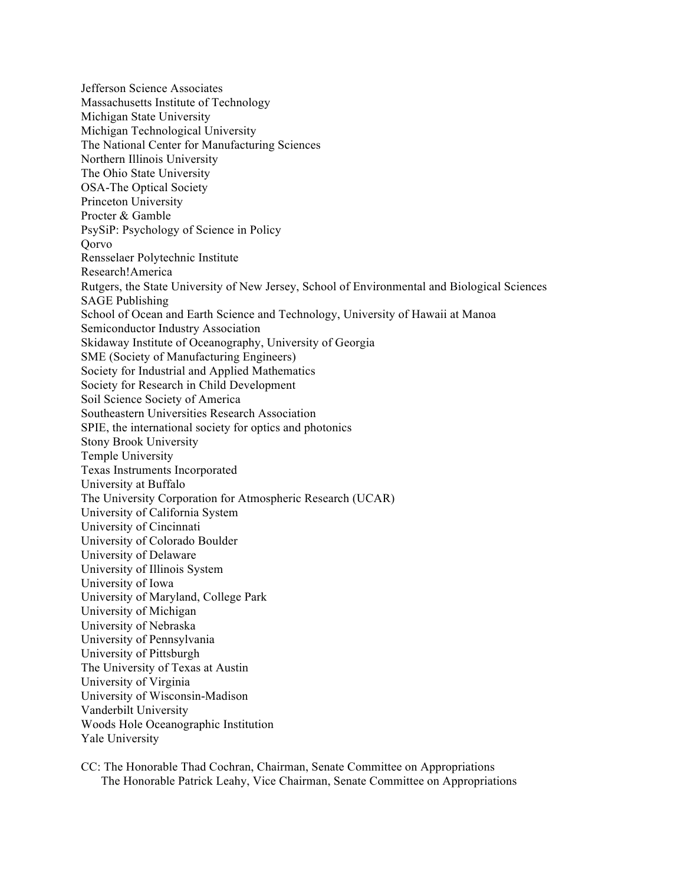Jefferson Science Associates
Massachusetts Institute of Technology
Michigan State University
Michigan Technological University
The National Center for Manufacturing Sciences
Northern Illinois University
The Ohio State University
OSA-The Optical Society
Princeton University
Procter & Gamble
PsySiP: Psychology of Science in Policy
Qorvo
Rensselaer Polytechnic Institute
Research!America
Rutgers, the State University of New Jersey, School of Environmental and Biological Sciences
SAGE Publishing
School of Ocean and Earth Science and Technology, University of Hawaii at Manoa
Semiconductor Industry Association
Skidaway Institute of Oceanography, University of Georgia
SME (Society of Manufacturing Engineers)
Society for Industrial and Applied Mathematics
Society for Research in Child Development
Soil Science Society of America
Southeastern Universities Research Association
SPIE, the international society for optics and photonics
Stony Brook University
Temple University
Texas Instruments Incorporated
University at Buffalo
The University Corporation for Atmospheric Research (UCAR)
University of California System
University of Cincinnati
University of Colorado Boulder
University of Delaware
University of Illinois System
University of Iowa
University of Maryland, College Park
University of Michigan
University of Nebraska
University of Pennsylvania
University of Pittsburgh
The University of Texas at Austin
University of Virginia
University of Wisconsin-Madison
Vanderbilt University
Woods Hole Oceanographic Institution
Yale University

CC: The Honorable Thad Cochran, Chairman, Senate Committee on Appropriations
The Honorable Patrick Leahy, Vice Chairman, Senate Committee on Appropriations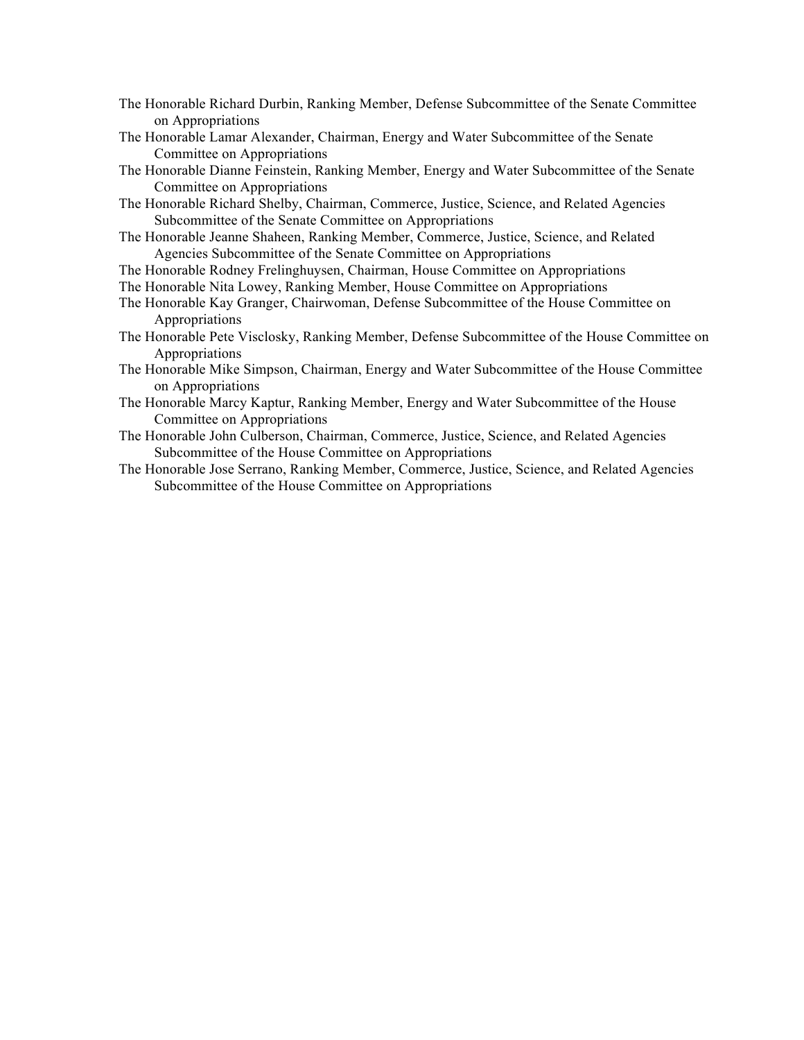The Honorable Richard Durbin, Ranking Member, Defense Subcommittee of the Senate Committee on Appropriations
The Honorable Lamar Alexander, Chairman, Energy and Water Subcommittee of the Senate Committee on Appropriations
The Honorable Dianne Feinstein, Ranking Member, Energy and Water Subcommittee of the Senate Committee on Appropriations
The Honorable Richard Shelby, Chairman, Commerce, Justice, Science, and Related Agencies Subcommittee of the Senate Committee on Appropriations
The Honorable Jeanne Shaheen, Ranking Member, Commerce, Justice, Science, and Related Agencies Subcommittee of the Senate Committee on Appropriations
The Honorable Rodney Frelinghuysen, Chairman, House Committee on Appropriations
The Honorable Nita Lowey, Ranking Member, House Committee on Appropriations
The Honorable Kay Granger, Chairwoman, Defense Subcommittee of the House Committee on Appropriations
The Honorable Pete Visclosky, Ranking Member, Defense Subcommittee of the House Committee on Appropriations
The Honorable Mike Simpson, Chairman, Energy and Water Subcommittee of the House Committee on Appropriations
The Honorable Marcy Kaptur, Ranking Member, Energy and Water Subcommittee of the House Committee on Appropriations
The Honorable John Culberson, Chairman, Commerce, Justice, Science, and Related Agencies Subcommittee of the House Committee on Appropriations
The Honorable Jose Serrano, Ranking Member, Commerce, Justice, Science, and Related Agencies Subcommittee of the House Committee on Appropriations